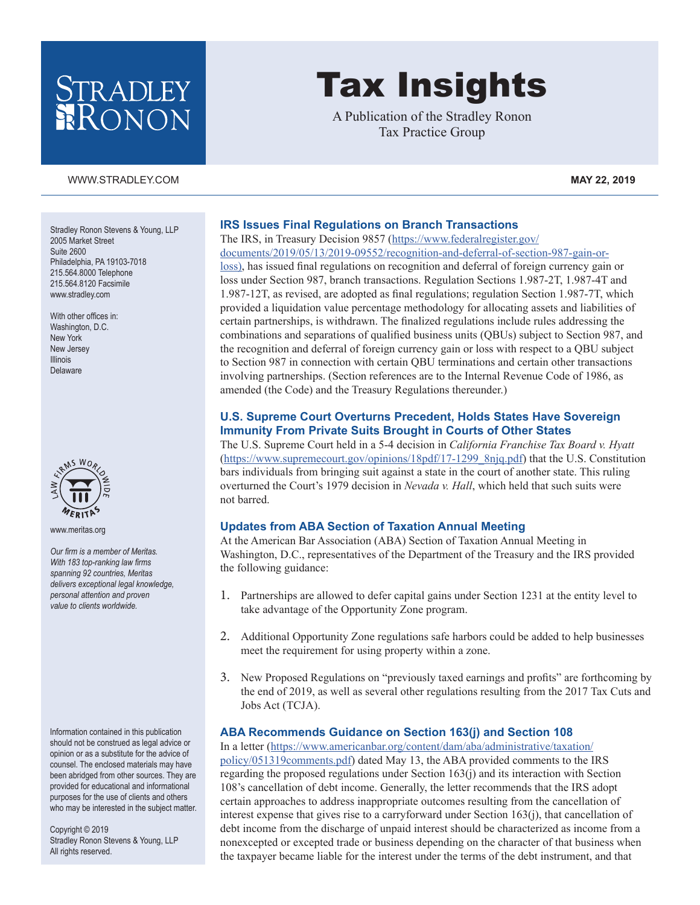# Tax Insights

A Publication of the Stradley Ronon Tax Practice Group

WWW.STRADLEY.COM

**MAY 22, 2019**

Stradley Ronon Stevens & Young, LLP
2005 Market Street
Suite 2600
Philadelphia, PA 19103-7018
215.564.8000 Telephone
215.564.8120 Facsimile
www.stradley.com

With other offices in:
Washington, D.C.
New York
New Jersey
Illinois
Delaware

www.meritas.org

*Our firm is a member of Meritas. With 183 top-ranking law firms spanning 92 countries, Meritas delivers exceptional legal knowledge, personal attention and proven value to clients worldwide.*

Information contained in this publication should not be construed as legal advice or opinion or as a substitute for the advice of counsel. The enclosed materials may have been abridged from other sources. They are provided for educational and informational purposes for the use of clients and others who may be interested in the subject matter.

Copyright © 2019
Stradley Ronon Stevens & Young, LLP
All rights reserved.

## IRS Issues Final Regulations on Branch Transactions

The IRS, in Treasury Decision 9857 (https://www.federalregister.gov/documents/2019/05/13/2019-09552/recognition-and-deferral-of-section-987-gain-or-loss), has issued final regulations on recognition and deferral of foreign currency gain or loss under Section 987, branch transactions. Regulation Sections 1.987-2T, 1.987-4T and 1.987-12T, as revised, are adopted as final regulations; regulation Section 1.987-7T, which provided a liquidation value percentage methodology for allocating assets and liabilities of certain partnerships, is withdrawn. The finalized regulations include rules addressing the combinations and separations of qualified business units (QBUs) subject to Section 987, and the recognition and deferral of foreign currency gain or loss with respect to a QBU subject to Section 987 in connection with certain QBU terminations and certain other transactions involving partnerships. (Section references are to the Internal Revenue Code of 1986, as amended (the Code) and the Treasury Regulations thereunder.)

## U.S. Supreme Court Overturns Precedent, Holds States Have Sovereign Immunity From Private Suits Brought in Courts of Other States

The U.S. Supreme Court held in a 5-4 decision in *California Franchise Tax Board v. Hyatt* (https://www.supremecourt.gov/opinions/18pdf/17-1299_8njq.pdf) that the U.S. Constitution bars individuals from bringing suit against a state in the court of another state. This ruling overturned the Court's 1979 decision in *Nevada v. Hall*, which held that such suits were not barred.

## Updates from ABA Section of Taxation Annual Meeting

At the American Bar Association (ABA) Section of Taxation Annual Meeting in Washington, D.C., representatives of the Department of the Treasury and the IRS provided the following guidance:

1. Partnerships are allowed to defer capital gains under Section 1231 at the entity level to take advantage of the Opportunity Zone program.
2. Additional Opportunity Zone regulations safe harbors could be added to help businesses meet the requirement for using property within a zone.
3. New Proposed Regulations on "previously taxed earnings and profits" are forthcoming by the end of 2019, as well as several other regulations resulting from the 2017 Tax Cuts and Jobs Act (TCJA).

## ABA Recommends Guidance on Section 163(j) and Section 108

In a letter (https://www.americanbar.org/content/dam/aba/administrative/taxation/policy/051319comments.pdf) dated May 13, the ABA provided comments to the IRS regarding the proposed regulations under Section 163(j) and its interaction with Section 108's cancellation of debt income. Generally, the letter recommends that the IRS adopt certain approaches to address inappropriate outcomes resulting from the cancellation of interest expense that gives rise to a carryforward under Section 163(j), that cancellation of debt income from the discharge of unpaid interest should be characterized as income from a nonexcepted or excepted trade or business depending on the character of that business when the taxpayer became liable for the interest under the terms of the debt instrument, and that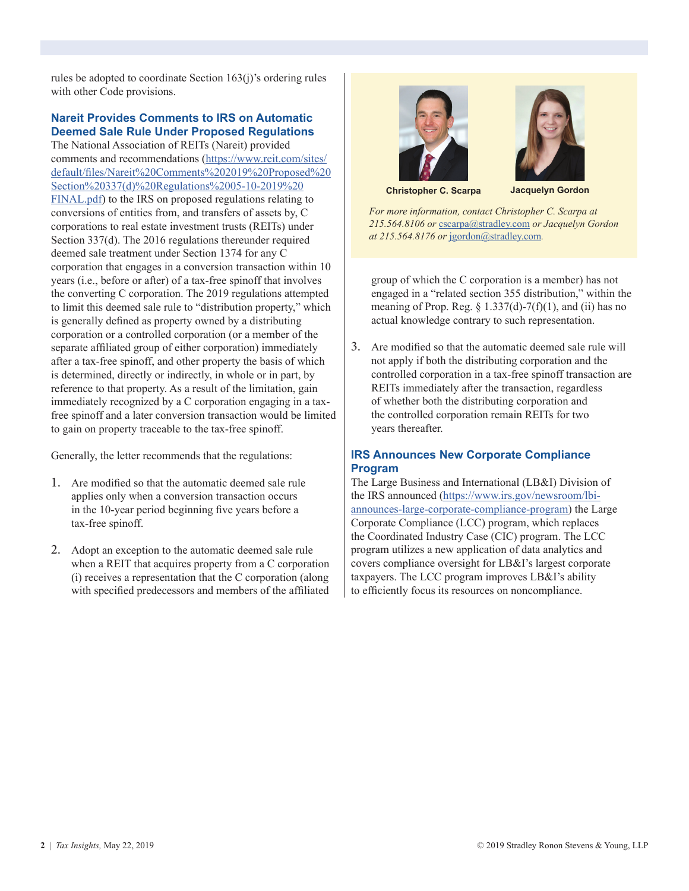rules be adopted to coordinate Section 163(j)'s ordering rules with other Code provisions.

## Nareit Provides Comments to IRS on Automatic Deemed Sale Rule Under Proposed Regulations

The National Association of REITs (Nareit) provided comments and recommendations (https://www.reit.com/sites/default/files/Nareit%20Comments%202019%20Proposed%20Section%20337(d)%20Regulations%2005-10-2019%20FINAL.pdf) to the IRS on proposed regulations relating to conversions of entities from, and transfers of assets by, C corporations to real estate investment trusts (REITs) under Section 337(d). The 2016 regulations thereunder required deemed sale treatment under Section 1374 for any C corporation that engages in a conversion transaction within 10 years (i.e., before or after) of a tax-free spinoff that involves the converting C corporation. The 2019 regulations attempted to limit this deemed sale rule to "distribution property," which is generally defined as property owned by a distributing corporation or a controlled corporation (or a member of the separate affiliated group of either corporation) immediately after a tax-free spinoff, and other property the basis of which is determined, directly or indirectly, in whole or in part, by reference to that property. As a result of the limitation, gain immediately recognized by a C corporation engaging in a tax-free spinoff and a later conversion transaction would be limited to gain on property traceable to the tax-free spinoff.

Generally, the letter recommends that the regulations:

1. Are modified so that the automatic deemed sale rule applies only when a conversion transaction occurs in the 10-year period beginning five years before a tax-free spinoff.
2. Adopt an exception to the automatic deemed sale rule when a REIT that acquires property from a C corporation (i) receives a representation that the C corporation (along with specified predecessors and members of the affiliated group of which the C corporation is a member) has not engaged in a "related section 355 distribution," within the meaning of Prop. Reg. § 1.337(d)-7(f)(1), and (ii) has no actual knowledge contrary to such representation.
3. Are modified so that the automatic deemed sale rule will not apply if both the distributing corporation and the controlled corporation in a tax-free spinoff transaction are REITs immediately after the transaction, regardless of whether both the distributing corporation and the controlled corporation remain REITs for two years thereafter.

## IRS Announces New Corporate Compliance Program

The Large Business and International (LB&I) Division of the IRS announced (https://www.irs.gov/newsroom/lbi-announces-large-corporate-compliance-program) the Large Corporate Compliance (LCC) program, which replaces the Coordinated Industry Case (CIC) program. The LCC program utilizes a new application of data analytics and covers compliance oversight for LB&I's largest corporate taxpayers. The LCC program improves LB&I's ability to efficiently focus its resources on noncompliance.

**Christopher C. Scarpa** **Jacquelyn Gordon**

*For more information, contact Christopher C. Scarpa at 215.564.8106 or cscarpa@stradley.com or Jacquelyn Gordon at 215.564.8176 or jgordon@stradley.com.*